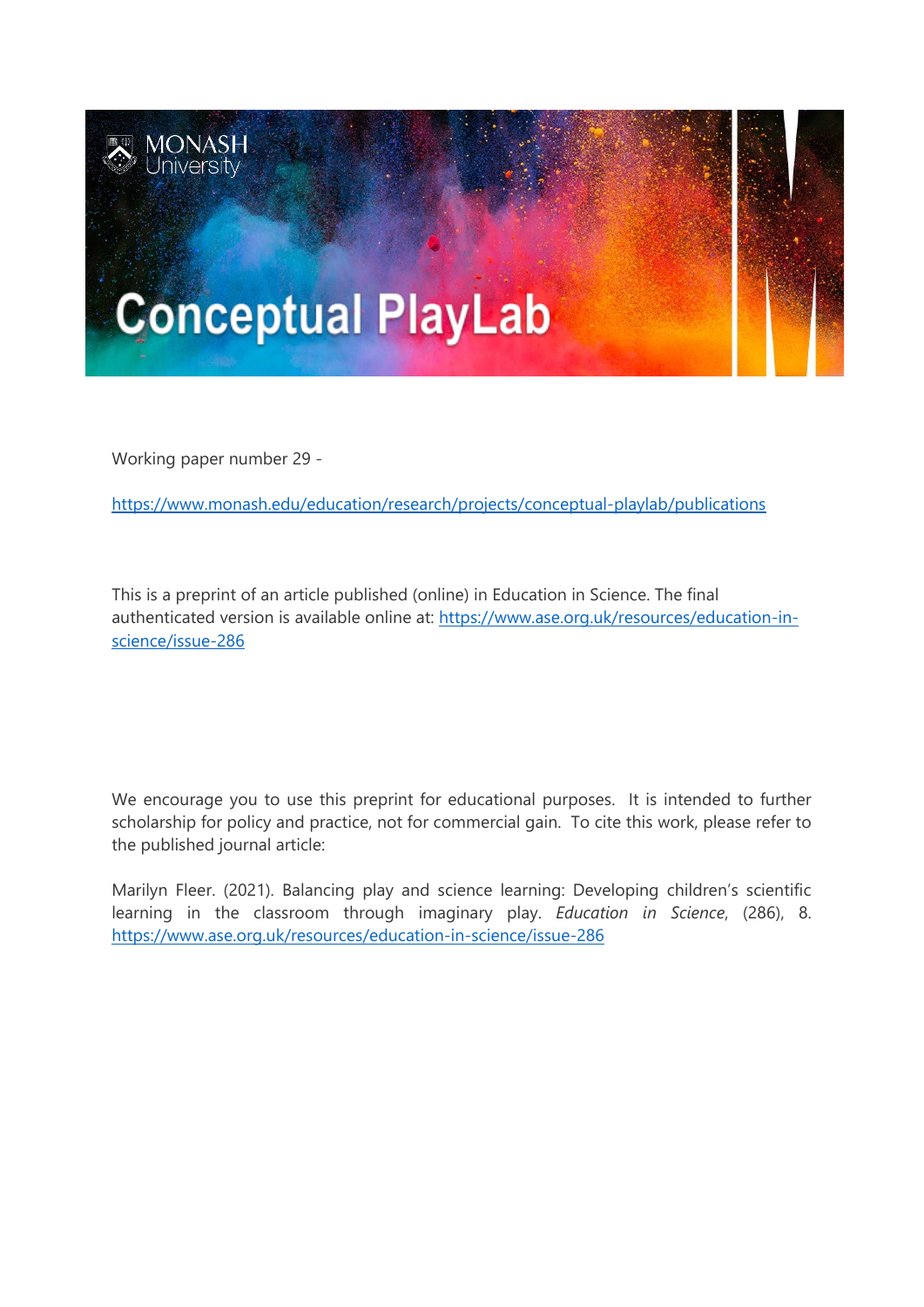Working paper number 29 -

https://www.monash.edu/education/research/projects/conceptual-playlab/publications

This is a preprint of an article published (online) in Education in Science. The final authenticated version is available online at: https://www.ase.org.uk/resources/education-in-science/issue-286

We encourage you to use this preprint for educational purposes. It is intended to further scholarship for policy and practice, not for commercial gain. To cite this work, please refer to the published journal article:

Marilyn Fleer. (2021). Balancing play and science learning: Developing children's scientific learning in the classroom through imaginary play. *Education in Science*, (286), 8. https://www.ase.org.uk/resources/education-in-science/issue-286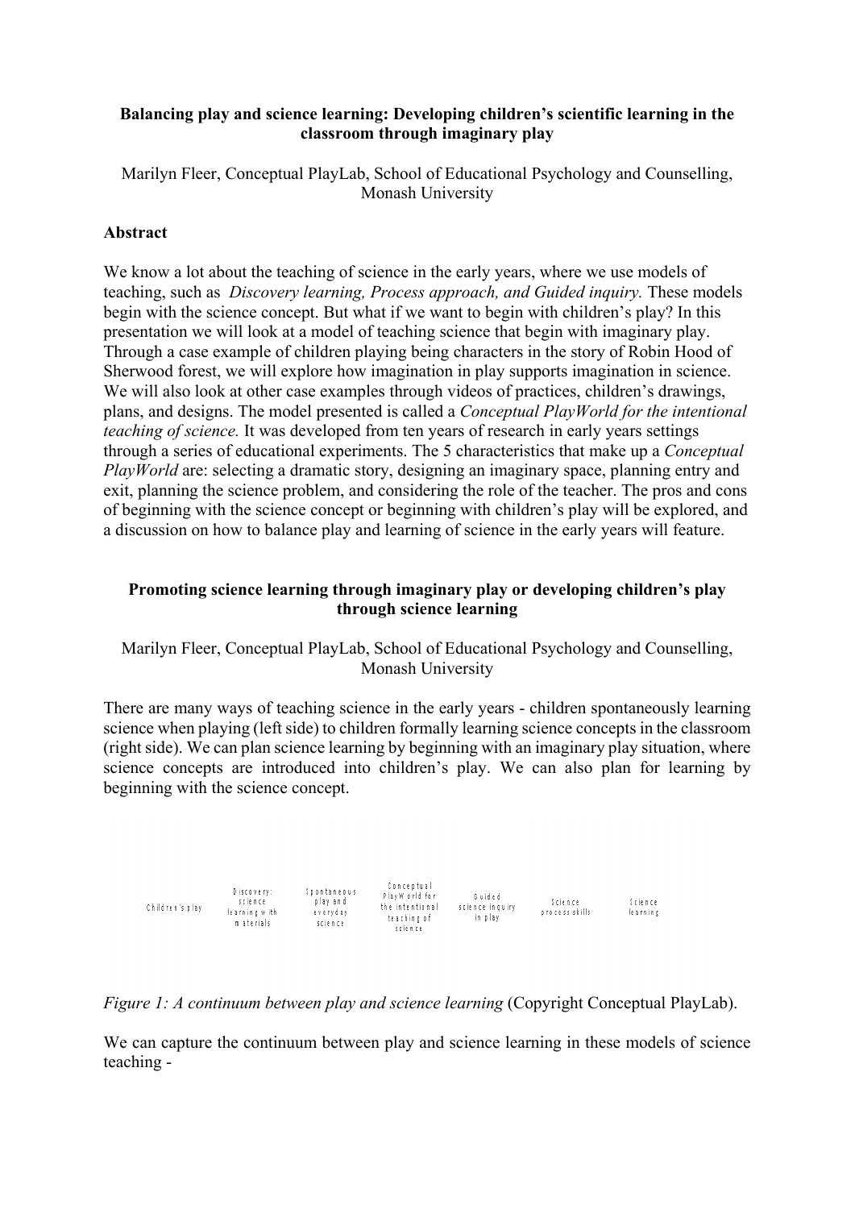**Balancing play and science learning: Developing children's scientific learning in the classroom through imaginary play**

Marilyn Fleer, Conceptual PlayLab, School of Educational Psychology and Counselling, Monash University

**Abstract**

We know a lot about the teaching of science in the early years, where we use models of teaching, such as *Discovery learning, Process approach, and Guided inquiry.* These models begin with the science concept. But what if we want to begin with children's play? In this presentation we will look at a model of teaching science that begin with imaginary play. Through a case example of children playing being characters in the story of Robin Hood of Sherwood forest, we will explore how imagination in play supports imagination in science. We will also look at other case examples through videos of practices, children's drawings, plans, and designs. The model presented is called a *Conceptual PlayWorld for the intentional teaching of science.* It was developed from ten years of research in early years settings through a series of educational experiments. The 5 characteristics that make up a *Conceptual PlayWorld* are: selecting a dramatic story, designing an imaginary space, planning entry and exit, planning the science problem, and considering the role of the teacher. The pros and cons of beginning with the science concept or beginning with children's play will be explored, and a discussion on how to balance play and learning of science in the early years will feature.

**Promoting science learning through imaginary play or developing children's play through science learning**

Marilyn Fleer, Conceptual PlayLab, School of Educational Psychology and Counselling, Monash University

There are many ways of teaching science in the early years - children spontaneously learning science when playing (left side) to children formally learning science concepts in the classroom (right side). We can plan science learning by beginning with an imaginary play situation, where science concepts are introduced into children's play. We can also plan for learning by beginning with the science concept.

| Children's play | Discovery: science learning with materials | Spontaneous play and everyday science | Conceptual PlayWorld for the intentional teaching of science | Guided science inquiry in play | Science process skills | Science learning |
|---|---|---|---|---|---|---|

*Figure 1: A continuum between play and science learning* (Copyright Conceptual PlayLab).

We can capture the continuum between play and science learning in these models of science teaching -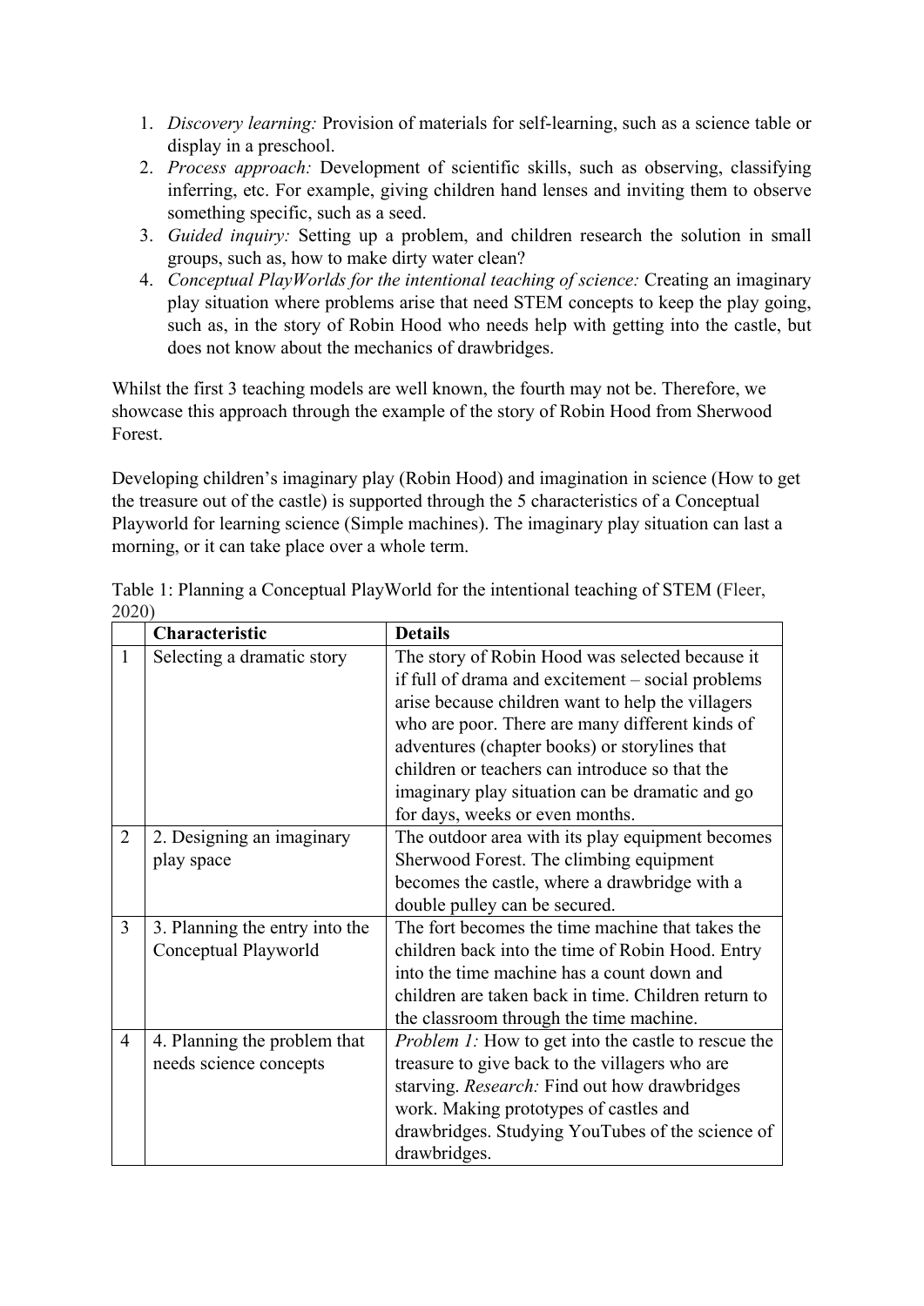1. *Discovery learning:* Provision of materials for self-learning, such as a science table or display in a preschool.
2. *Process approach:* Development of scientific skills, such as observing, classifying inferring, etc. For example, giving children hand lenses and inviting them to observe something specific, such as a seed.
3. *Guided inquiry:* Setting up a problem, and children research the solution in small groups, such as, how to make dirty water clean?
4. *Conceptual PlayWorlds for the intentional teaching of science:* Creating an imaginary play situation where problems arise that need STEM concepts to keep the play going, such as, in the story of Robin Hood who needs help with getting into the castle, but does not know about the mechanics of drawbridges.

Whilst the first 3 teaching models are well known, the fourth may not be. Therefore, we showcase this approach through the example of the story of Robin Hood from Sherwood Forest.

Developing children's imaginary play (Robin Hood) and imagination in science (How to get the treasure out of the castle) is supported through the 5 characteristics of a Conceptual Playworld for learning science (Simple machines). The imaginary play situation can last a morning, or it can take place over a whole term.

Table 1: Planning a Conceptual PlayWorld for the intentional teaching of STEM (Fleer, 2020)

| | Characteristic | Details |
|---|---|---|
| 1 | Selecting a dramatic story | The story of Robin Hood was selected because it if full of drama and excitement – social problems arise because children want to help the villagers who are poor. There are many different kinds of adventures (chapter books) or storylines that children or teachers can introduce so that the imaginary play situation can be dramatic and go for days, weeks or even months. |
| 2 | 2. Designing an imaginary play space | The outdoor area with its play equipment becomes Sherwood Forest. The climbing equipment becomes the castle, where a drawbridge with a double pulley can be secured. |
| 3 | 3. Planning the entry into the Conceptual Playworld | The fort becomes the time machine that takes the children back into the time of Robin Hood. Entry into the time machine has a count down and children are taken back in time. Children return to the classroom through the time machine. |
| 4 | 4. Planning the problem that needs science concepts | *Problem 1:* How to get into the castle to rescue the treasure to give back to the villagers who are starving. *Research:* Find out how drawbridges work. Making prototypes of castles and drawbridges. Studying YouTubes of the science of drawbridges. |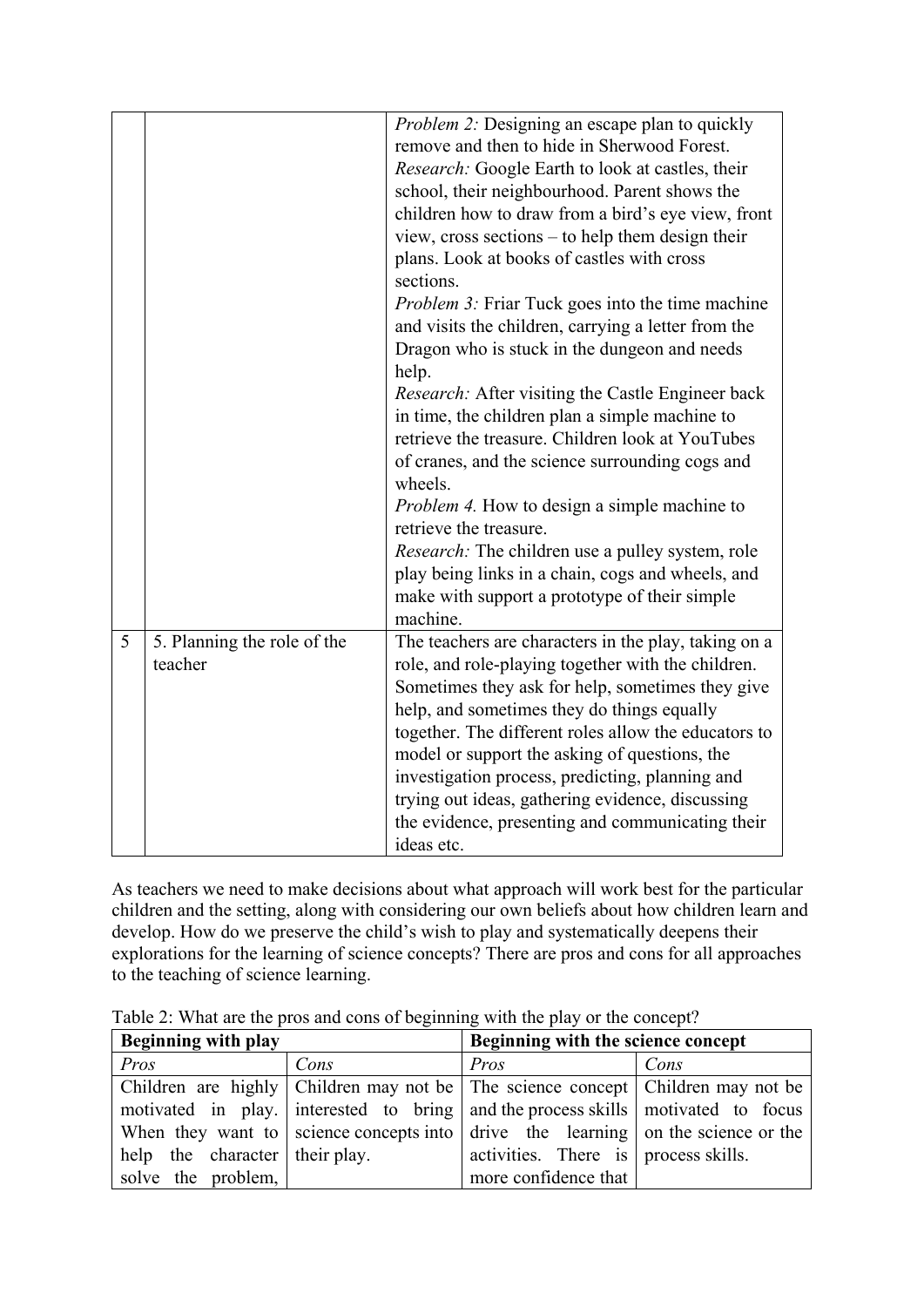| | | |
|---|---|---|
| | | *Problem 2:* Designing an escape plan to quickly remove and then to hide in Sherwood Forest. *Research:* Google Earth to look at castles, their school, their neighbourhood. Parent shows the children how to draw from a bird's eye view, front view, cross sections – to help them design their plans. Look at books of castles with cross sections. *Problem 3:* Friar Tuck goes into the time machine and visits the children, carrying a letter from the Dragon who is stuck in the dungeon and needs help. *Research:* After visiting the Castle Engineer back in time, the children plan a simple machine to retrieve the treasure. Children look at YouTubes of cranes, and the science surrounding cogs and wheels. *Problem 4.* How to design a simple machine to retrieve the treasure. *Research:* The children use a pulley system, role play being links in a chain, cogs and wheels, and make with support a prototype of their simple machine. |
| 5 | 5. Planning the role of the teacher | The teachers are characters in the play, taking on a role, and role-playing together with the children. Sometimes they ask for help, sometimes they give help, and sometimes they do things equally together. The different roles allow the educators to model or support the asking of questions, the investigation process, predicting, planning and trying out ideas, gathering evidence, discussing the evidence, presenting and communicating their ideas etc. |

As teachers we need to make decisions about what approach will work best for the particular children and the setting, along with considering our own beliefs about how children learn and develop. How do we preserve the child's wish to play and systematically deepens their explorations for the learning of science concepts? There are pros and cons for all approaches to the teaching of science learning.

Table 2: What are the pros and cons of beginning with the play or the concept?

| **Beginning with play** | | **Beginning with the science concept** | |
|---|---|---|---|
| *Pros* | *Cons* | *Pros* | *Cons* |
| Children are highly motivated in play. When they want to help the character solve the problem, | Children may not be interested to bring science concepts into their play. | The science concept and the process skills drive the learning activities. There is more confidence that | Children may not be motivated to focus on the science or the process skills. |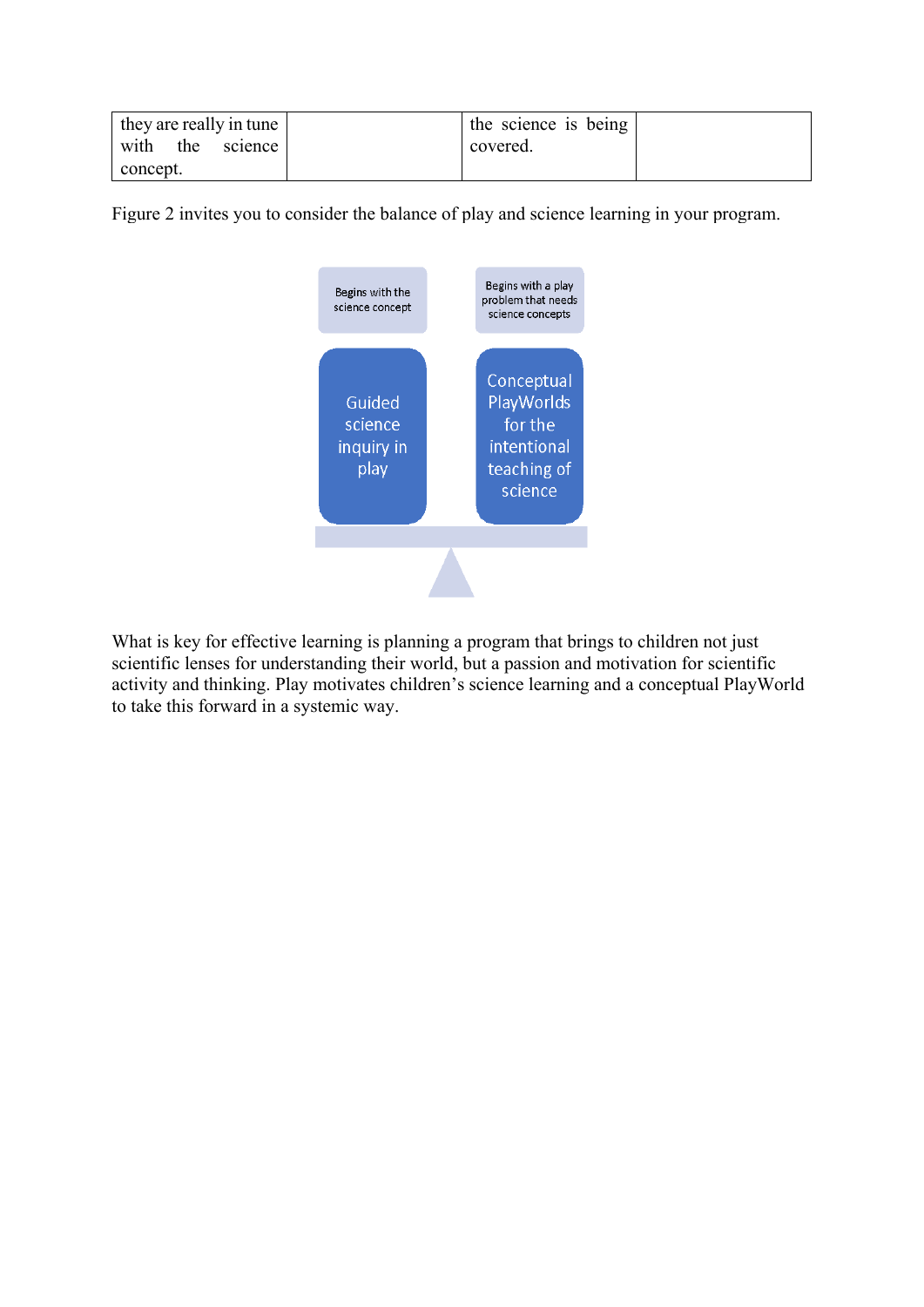| | | | |
|---|---|---|---|
| they are really in tune with the science concept. | | the science is being covered. | |

Figure 2 invites you to consider the balance of play and science learning in your program.

Begins with the science concept

Begins with a play problem that needs science concepts

Guided science inquiry in play

Conceptual PlayWorlds for the intentional teaching of science

What is key for effective learning is planning a program that brings to children not just scientific lenses for understanding their world, but a passion and motivation for scientific activity and thinking. Play motivates children's science learning and a conceptual PlayWorld to take this forward in a systemic way.